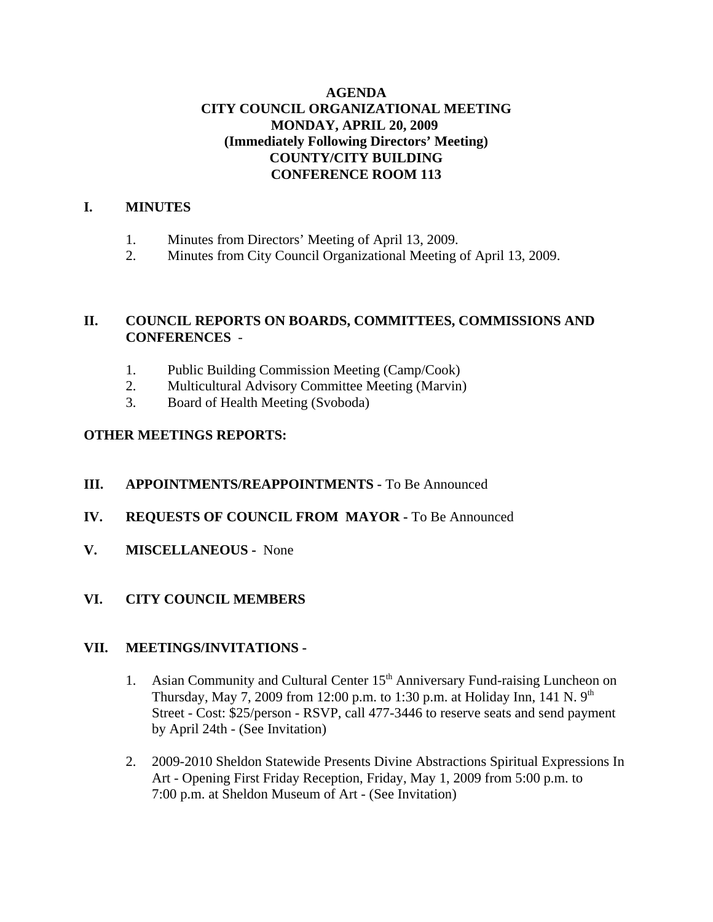# AGENDA
## CITY COUNCIL ORGANIZATIONAL MEETING
## MONDAY, APRIL 20, 2009
## (Immediately Following Directors' Meeting)
## COUNTY/CITY BUILDING
## CONFERENCE ROOM 113

## I. MINUTES

1. Minutes from Directors' Meeting of April 13, 2009.
2. Minutes from City Council Organizational Meeting of April 13, 2009.

## II. COUNCIL REPORTS ON BOARDS, COMMITTEES, COMMISSIONS AND CONFERENCES -

1. Public Building Commission Meeting (Camp/Cook)
2. Multicultural Advisory Committee Meeting (Marvin)
3. Board of Health Meeting (Svoboda)

**OTHER MEETINGS REPORTS:**

## III. APPOINTMENTS/REAPPOINTMENTS - To Be Announced

## IV. REQUESTS OF COUNCIL FROM MAYOR - To Be Announced

## V. MISCELLANEOUS - None

## VI. CITY COUNCIL MEMBERS

## VII. MEETINGS/INVITATIONS -

1. Asian Community and Cultural Center 15th Anniversary Fund-raising Luncheon on Thursday, May 7, 2009 from 12:00 p.m. to 1:30 p.m. at Holiday Inn, 141 N. 9th Street - Cost: $25/person - RSVP, call 477-3446 to reserve seats and send payment by April 24th - (See Invitation)

2. 2009-2010 Sheldon Statewide Presents Divine Abstractions Spiritual Expressions In Art - Opening First Friday Reception, Friday, May 1, 2009 from 5:00 p.m. to 7:00 p.m. at Sheldon Museum of Art - (See Invitation)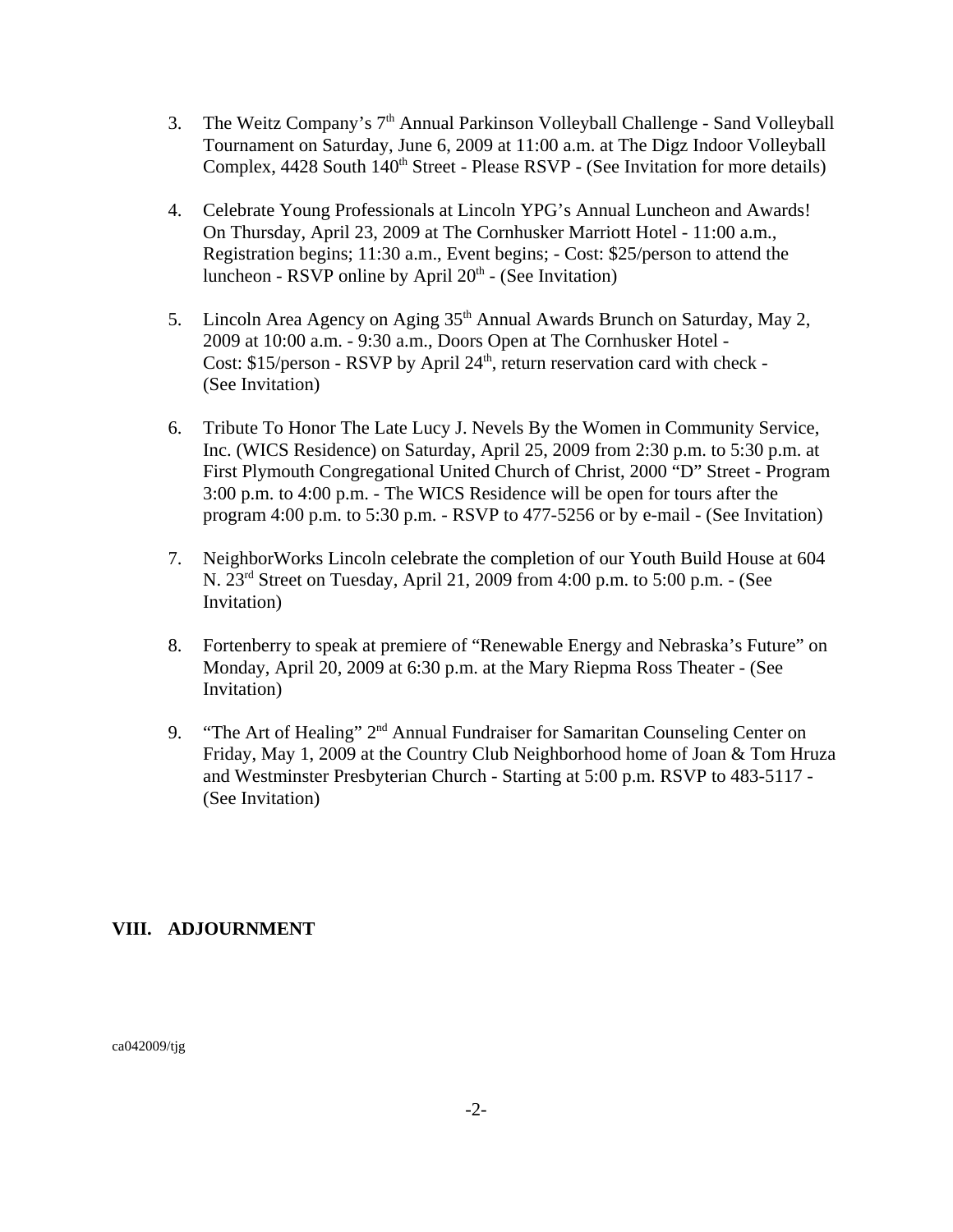3. The Weitz Company's 7th Annual Parkinson Volleyball Challenge - Sand Volleyball Tournament on Saturday, June 6, 2009 at 11:00 a.m. at The Digz Indoor Volleyball Complex, 4428 South 140th Street - Please RSVP - (See Invitation for more details)

4. Celebrate Young Professionals at Lincoln YPG's Annual Luncheon and Awards! On Thursday, April 23, 2009 at The Cornhusker Marriott Hotel - 11:00 a.m., Registration begins; 11:30 a.m., Event begins; - Cost: $25/person to attend the luncheon - RSVP online by April 20th - (See Invitation)

5. Lincoln Area Agency on Aging 35th Annual Awards Brunch on Saturday, May 2, 2009 at 10:00 a.m. - 9:30 a.m., Doors Open at The Cornhusker Hotel - Cost: $15/person - RSVP by April 24th, return reservation card with check - (See Invitation)

6. Tribute To Honor The Late Lucy J. Nevels By the Women in Community Service, Inc. (WICS Residence) on Saturday, April 25, 2009 from 2:30 p.m. to 5:30 p.m. at First Plymouth Congregational United Church of Christ, 2000 "D" Street - Program 3:00 p.m. to 4:00 p.m. - The WICS Residence will be open for tours after the program 4:00 p.m. to 5:30 p.m. - RSVP to 477-5256 or by e-mail - (See Invitation)

7. NeighborWorks Lincoln celebrate the completion of our Youth Build House at 604 N. 23rd Street on Tuesday, April 21, 2009 from 4:00 p.m. to 5:00 p.m. - (See Invitation)

8. Fortenberry to speak at premiere of "Renewable Energy and Nebraska's Future" on Monday, April 20, 2009 at 6:30 p.m. at the Mary Riepma Ross Theater - (See Invitation)

9. "The Art of Healing" 2nd Annual Fundraiser for Samaritan Counseling Center on Friday, May 1, 2009 at the Country Club Neighborhood home of Joan & Tom Hruza and Westminster Presbyterian Church - Starting at 5:00 p.m. RSVP to 483-5117 - (See Invitation)

## VIII. ADJOURNMENT

ca042009/tjg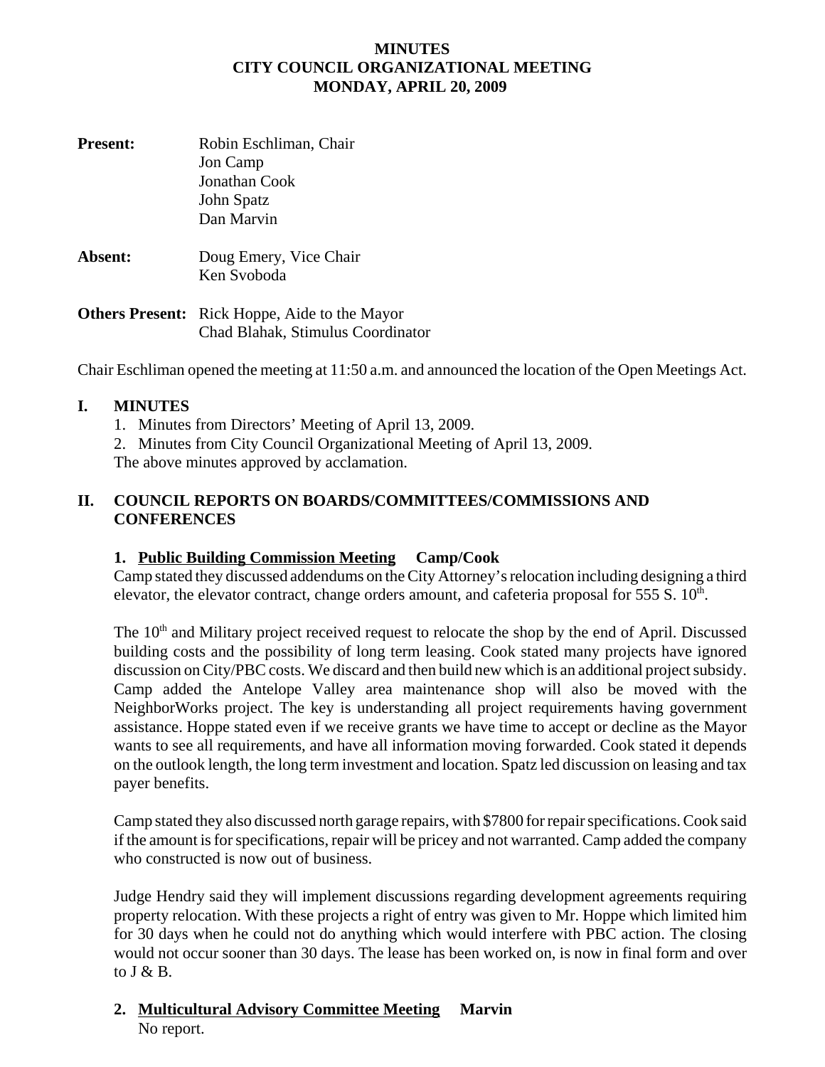# MINUTES
# CITY COUNCIL ORGANIZATIONAL MEETING
# MONDAY, APRIL 20, 2009

**Present:** Robin Eschliman, Chair
Jon Camp
Jonathan Cook
John Spatz
Dan Marvin

**Absent:** Doug Emery, Vice Chair
Ken Svoboda

**Others Present:** Rick Hoppe, Aide to the Mayor
Chad Blahak, Stimulus Coordinator

Chair Eschliman opened the meeting at 11:50 a.m. and announced the location of the Open Meetings Act.

## I. MINUTES

1. Minutes from Directors' Meeting of April 13, 2009.
2. Minutes from City Council Organizational Meeting of April 13, 2009.

The above minutes approved by acclamation.

## II. COUNCIL REPORTS ON BOARDS/COMMITTEES/COMMISSIONS AND CONFERENCES

### 1. <u>Public Building Commission Meeting</u> Camp/Cook

Camp stated they discussed addendums on the City Attorney's relocation including designing a third elevator, the elevator contract, change orders amount, and cafeteria proposal for 555 S. 10th.

The 10th and Military project received request to relocate the shop by the end of April. Discussed building costs and the possibility of long term leasing. Cook stated many projects have ignored discussion on City/PBC costs. We discard and then build new which is an additional project subsidy. Camp added the Antelope Valley area maintenance shop will also be moved with the NeighborWorks project. The key is understanding all project requirements having government assistance. Hoppe stated even if we receive grants we have time to accept or decline as the Mayor wants to see all requirements, and have all information moving forwarded. Cook stated it depends on the outlook length, the long term investment and location. Spatz led discussion on leasing and tax payer benefits.

Camp stated they also discussed north garage repairs, with $7800 for repair specifications. Cook said if the amount is for specifications, repair will be pricey and not warranted. Camp added the company who constructed is now out of business.

Judge Hendry said they will implement discussions regarding development agreements requiring property relocation. With these projects a right of entry was given to Mr. Hoppe which limited him for 30 days when he could not do anything which would interfere with PBC action. The closing would not occur sooner than 30 days. The lease has been worked on, is now in final form and over to J & B.

### 2. <u>Multicultural Advisory Committee Meeting</u> Marvin

No report.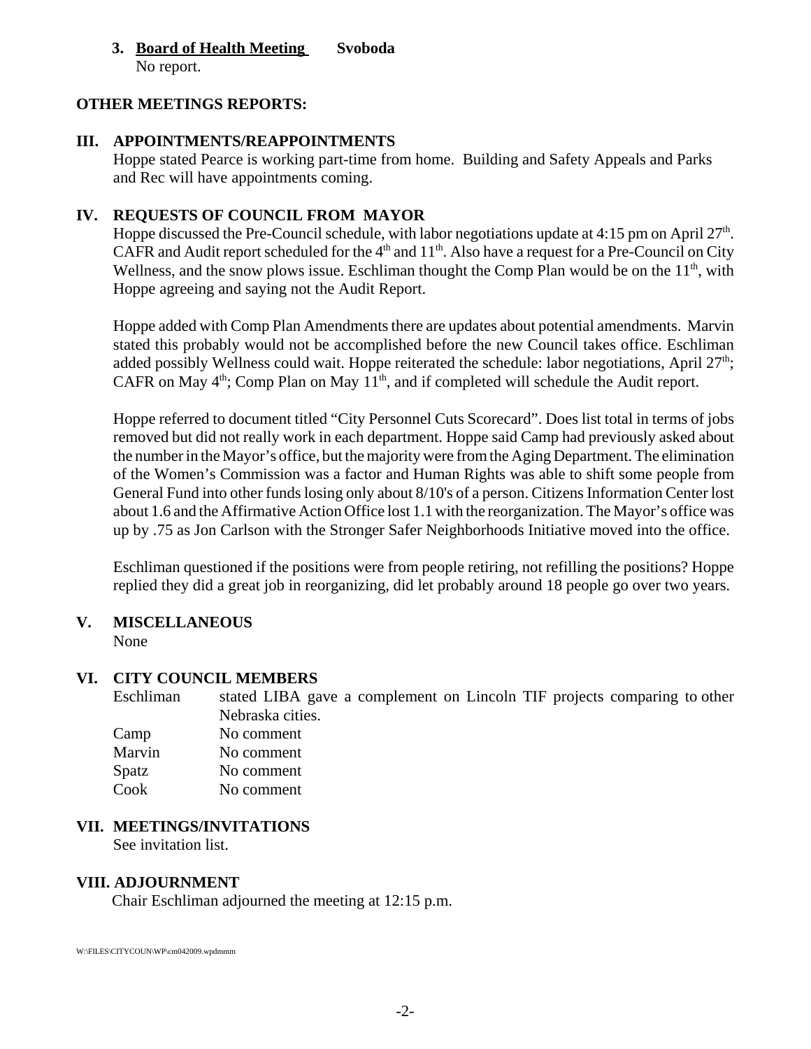**3. Board of Health Meeting** **Svoboda**

No report.

**OTHER MEETINGS REPORTS:**

## III. APPOINTMENTS/REAPPOINTMENTS

Hoppe stated Pearce is working part-time from home. Building and Safety Appeals and Parks and Rec will have appointments coming.

## IV. REQUESTS OF COUNCIL FROM MAYOR

Hoppe discussed the Pre-Council schedule, with labor negotiations update at 4:15 pm on April 27th. CAFR and Audit report scheduled for the 4th and 11th. Also have a request for a Pre-Council on City Wellness, and the snow plows issue. Eschliman thought the Comp Plan would be on the 11th, with Hoppe agreeing and saying not the Audit Report.

Hoppe added with Comp Plan Amendments there are updates about potential amendments. Marvin stated this probably would not be accomplished before the new Council takes office. Eschliman added possibly Wellness could wait. Hoppe reiterated the schedule: labor negotiations, April 27th; CAFR on May 4th; Comp Plan on May 11th, and if completed will schedule the Audit report.

Hoppe referred to document titled "City Personnel Cuts Scorecard". Does list total in terms of jobs removed but did not really work in each department. Hoppe said Camp had previously asked about the number in the Mayor's office, but the majority were from the Aging Department. The elimination of the Women's Commission was a factor and Human Rights was able to shift some people from General Fund into other funds losing only about 8/10's of a person. Citizens Information Center lost about 1.6 and the Affirmative Action Office lost 1.1 with the reorganization. The Mayor's office was up by .75 as Jon Carlson with the Stronger Safer Neighborhoods Initiative moved into the office.

Eschliman questioned if the positions were from people retiring, not refilling the positions? Hoppe replied they did a great job in reorganizing, did let probably around 18 people go over two years.

## V. MISCELLANEOUS

None

## VI. CITY COUNCIL MEMBERS

| | |
|---|---|
| Eschliman | stated LIBA gave a complement on Lincoln TIF projects comparing to other Nebraska cities. |
| Camp | No comment |
| Marvin | No comment |
| Spatz | No comment |
| Cook | No comment |

## VII. MEETINGS/INVITATIONS

See invitation list.

## VIII. ADJOURNMENT

Chair Eschliman adjourned the meeting at 12:15 p.m.

W:\FILES\CITYCOUN\WP\cm042009.wpdmmm